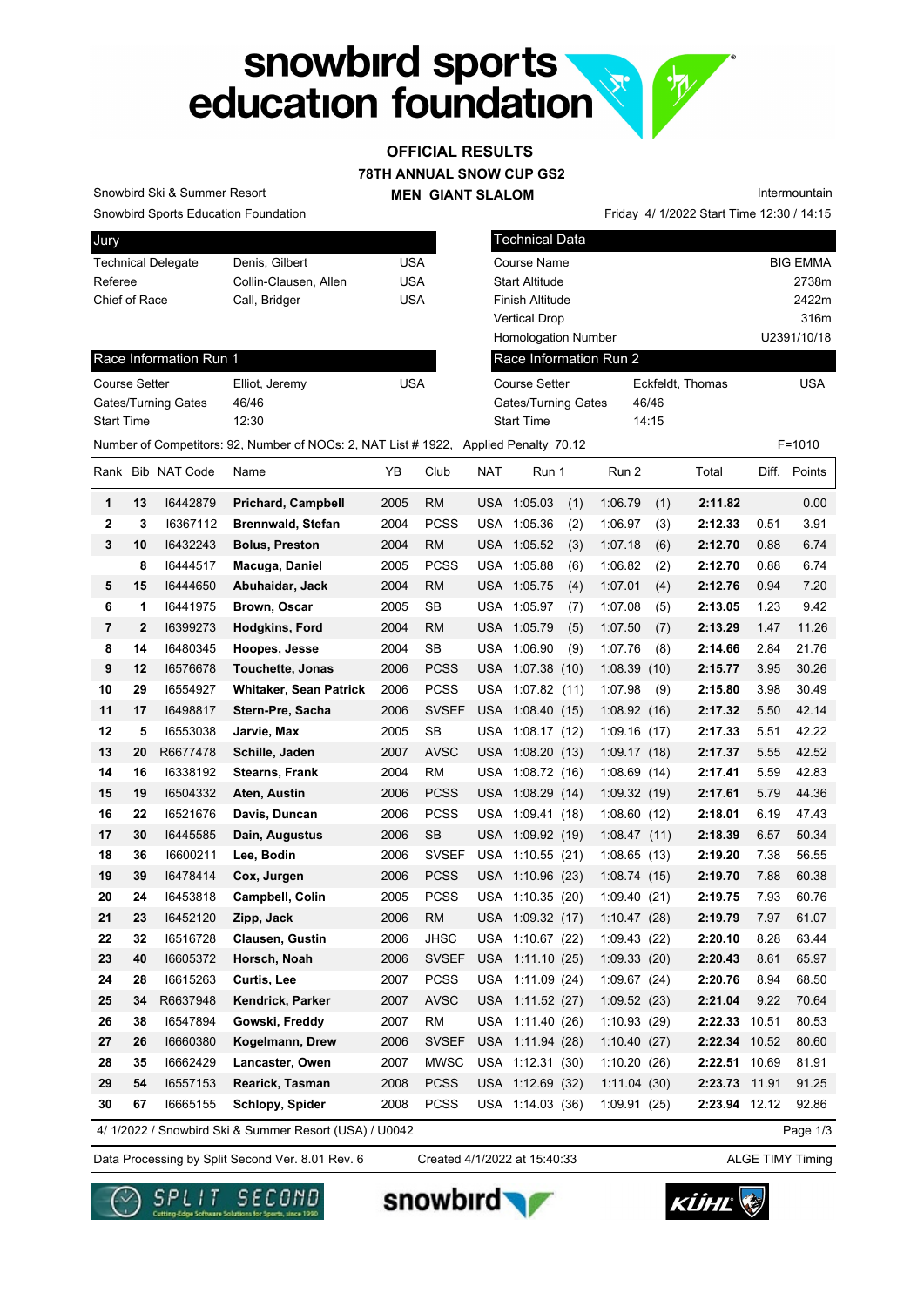# snowbird sports education foundation

## OFFICIAL RESULTS
## 78TH ANNUAL SNOW CUP GS2
## MEN GIANT SLALOM

Snowbird Ski & Summer Resort
Snowbird Sports Education Foundation

Intermountain
Friday 4/ 1/2022 Start Time 12:30 / 14:15

| Jury | | |
|---|---|---|
| Technical Delegate | Denis, Gilbert | USA |
| Referee | Collin-Clausen, Allen | USA |
| Chief of Race | Call, Bridger | USA |

| Technical Data | |
|---|---|
| Course Name | BIG EMMA |
| Start Altitude | 2738m |
| Finish Altitude | 2422m |
| Vertical Drop | 316m |
| Homologation Number | U2391/10/18 |

| Race Information Run 1 | | |
|---|---|---|
| Course Setter | Elliot, Jeremy | USA |
| Gates/Turning Gates | 46/46 | |
| Start Time | 12:30 | |

| Race Information Run 2 | | |
|---|---|---|
| Course Setter | Eckfeldt, Thomas | USA |
| Gates/Turning Gates | 46/46 | |
| Start Time | 14:15 | |

Number of Competitors: 92, Number of NOCs: 2, NAT List # 1922, Applied Penalty 70.12 F=1010

| Rank | Bib | NAT Code | Name | YB | Club | NAT | Run 1 | | Run 2 | | Total | Diff. | Points |
|---|---|---|---|---|---|---|---|---|---|---|---|---|---|
| **1** | **13** | I6442879 | **Prichard, Campbell** | 2005 | RM | USA | 1:05.03 | (1) | 1:06.79 | (1) | **2:11.82** | | 0.00 |
| **2** | **3** | I6367112 | **Brennwald, Stefan** | 2004 | PCSS | USA | 1:05.36 | (2) | 1:06.97 | (3) | **2:12.33** | 0.51 | 3.91 |
| **3** | **10** | I6432243 | **Bolus, Preston** | 2004 | RM | USA | 1:05.52 | (3) | 1:07.18 | (6) | **2:12.70** | 0.88 | 6.74 |
| | **8** | I6444517 | **Macuga, Daniel** | 2005 | PCSS | USA | 1:05.88 | (6) | 1:06.82 | (2) | **2:12.70** | 0.88 | 6.74 |
| **5** | **15** | I6444650 | **Abuhaidar, Jack** | 2004 | RM | USA | 1:05.75 | (4) | 1:07.01 | (4) | **2:12.76** | 0.94 | 7.20 |
| **6** | **1** | I6441975 | **Brown, Oscar** | 2005 | SB | USA | 1:05.97 | (7) | 1:07.08 | (5) | **2:13.05** | 1.23 | 9.42 |
| **7** | **2** | I6399273 | **Hodgkins, Ford** | 2004 | RM | USA | 1:05.79 | (5) | 1:07.50 | (7) | **2:13.29** | 1.47 | 11.26 |
| **8** | **14** | I6480345 | **Hoopes, Jesse** | 2004 | SB | USA | 1:06.90 | (9) | 1:07.76 | (8) | **2:14.66** | 2.84 | 21.76 |
| **9** | **12** | I6576678 | **Touchette, Jonas** | 2006 | PCSS | USA | 1:07.38 | (10) | 1:08.39 | (10) | **2:15.77** | 3.95 | 30.26 |
| **10** | **29** | I6554927 | **Whitaker, Sean Patrick** | 2006 | PCSS | USA | 1:07.82 | (11) | 1:07.98 | (9) | **2:15.80** | 3.98 | 30.49 |
| **11** | **17** | I6498817 | **Stern-Pre, Sacha** | 2006 | SVSEF | USA | 1:08.40 | (15) | 1:08.92 | (16) | **2:17.32** | 5.50 | 42.14 |
| **12** | **5** | I6553038 | **Jarvie, Max** | 2005 | SB | USA | 1:08.17 | (12) | 1:09.16 | (17) | **2:17.33** | 5.51 | 42.22 |
| **13** | **20** | R6677478 | **Schille, Jaden** | 2007 | AVSC | USA | 1:08.20 | (13) | 1:09.17 | (18) | **2:17.37** | 5.55 | 42.52 |
| **14** | **16** | I6338192 | **Stearns, Frank** | 2004 | RM | USA | 1:08.72 | (16) | 1:08.69 | (14) | **2:17.41** | 5.59 | 42.83 |
| **15** | **19** | I6504332 | **Aten, Austin** | 2006 | PCSS | USA | 1:08.29 | (14) | 1:09.32 | (19) | **2:17.61** | 5.79 | 44.36 |
| **16** | **22** | I6521676 | **Davis, Duncan** | 2006 | PCSS | USA | 1:09.41 | (18) | 1:08.60 | (12) | **2:18.01** | 6.19 | 47.43 |
| **17** | **30** | I6445585 | **Dain, Augustus** | 2006 | SB | USA | 1:09.92 | (19) | 1:08.47 | (11) | **2:18.39** | 6.57 | 50.34 |
| **18** | **36** | I6600211 | **Lee, Bodin** | 2006 | SVSEF | USA | 1:10.55 | (21) | 1:08.65 | (13) | **2:19.20** | 7.38 | 56.55 |
| **19** | **39** | I6478414 | **Cox, Jurgen** | 2006 | PCSS | USA | 1:10.96 | (23) | 1:08.74 | (15) | **2:19.70** | 7.88 | 60.38 |
| **20** | **24** | I6453818 | **Campbell, Colin** | 2005 | PCSS | USA | 1:10.35 | (20) | 1:09.40 | (21) | **2:19.75** | 7.93 | 60.76 |
| **21** | **23** | I6452120 | **Zipp, Jack** | 2006 | RM | USA | 1:09.32 | (17) | 1:10.47 | (28) | **2:19.79** | 7.97 | 61.07 |
| **22** | **32** | I6516728 | **Clausen, Gustin** | 2006 | JHSC | USA | 1:10.67 | (22) | 1:09.43 | (22) | **2:20.10** | 8.28 | 63.44 |
| **23** | **40** | I6605372 | **Horsch, Noah** | 2006 | SVSEF | USA | 1:11.10 | (25) | 1:09.33 | (20) | **2:20.43** | 8.61 | 65.97 |
| **24** | **28** | I6615263 | **Curtis, Lee** | 2007 | PCSS | USA | 1:11.09 | (24) | 1:09.67 | (24) | **2:20.76** | 8.94 | 68.50 |
| **25** | **34** | R6637948 | **Kendrick, Parker** | 2007 | AVSC | USA | 1:11.52 | (27) | 1:09.52 | (23) | **2:21.04** | 9.22 | 70.64 |
| **26** | **38** | I6547894 | **Gowski, Freddy** | 2007 | RM | USA | 1:11.40 | (26) | 1:10.93 | (29) | **2:22.33** | 10.51 | 80.53 |
| **27** | **26** | I6660380 | **Kogelmann, Drew** | 2006 | SVSEF | USA | 1:11.94 | (28) | 1:10.40 | (27) | **2:22.34** | 10.52 | 80.60 |
| **28** | **35** | I6662429 | **Lancaster, Owen** | 2007 | MWSC | USA | 1:12.31 | (30) | 1:10.20 | (26) | **2:22.51** | 10.69 | 81.91 |
| **29** | **54** | I6557153 | **Rearick, Tasman** | 2008 | PCSS | USA | 1:12.69 | (32) | 1:11.04 | (30) | **2:23.73** | 11.91 | 91.25 |
| **30** | **67** | I6665155 | **Schlopy, Spider** | 2008 | PCSS | USA | 1:14.03 | (36) | 1:09.91 | (25) | **2:23.94** | 12.12 | 92.86 |

4/ 1/2022 / Snowbird Ski & Summer Resort (USA) / U0042

Data Processing by Split Second Ver. 8.01 Rev. 6 Created 4/1/2022 at 15:40:33 ALGE TIMY Timing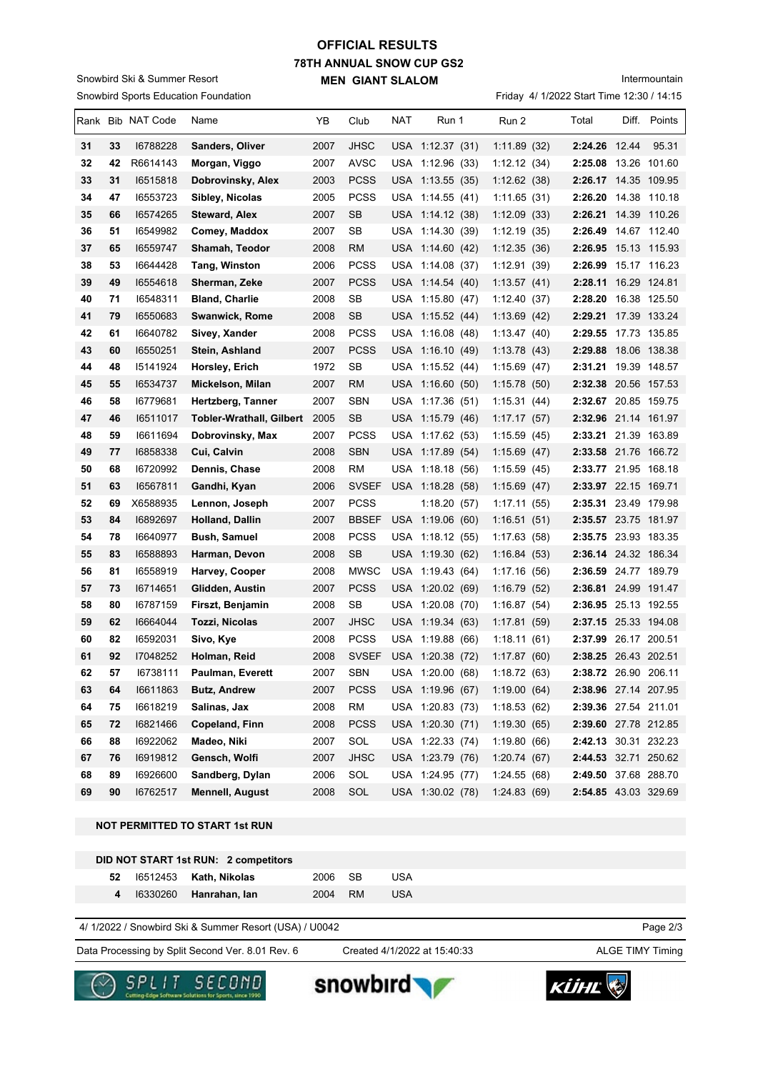# OFFICIAL RESULTS

## 78TH ANNUAL SNOW CUP GS2

### MEN GIANT SLALOM

Snowbird Ski & Summer Resort
Snowbird Sports Education Foundation

Intermountain
Friday 4/ 1/2022 Start Time 12:30 / 14:15

| Rank | Bib | NAT Code | Name | YB | Club | NAT | Run 1 | Run 2 | Total | Diff. | Points |
|---|---|---|---|---|---|---|---|---|---|---|---|
| 31 | 33 | I6788228 | **Sanders, Oliver** | 2007 | JHSC | USA | 1:12.37 (31) | 1:11.89 (32) | **2:24.26** | 12.44 | 95.31 |
| 32 | 42 | R6614143 | **Morgan, Viggo** | 2007 | AVSC | USA | 1:12.96 (33) | 1:12.12 (34) | **2:25.08** | 13.26 | 101.60 |
| 33 | 31 | I6515818 | **Dobrovinsky, Alex** | 2003 | PCSS | USA | 1:13.55 (35) | 1:12.62 (38) | **2:26.17** | 14.35 | 109.95 |
| 34 | 47 | I6553723 | **Sibley, Nicolas** | 2005 | PCSS | USA | 1:14.55 (41) | 1:11.65 (31) | **2:26.20** | 14.38 | 110.18 |
| 35 | 66 | I6574265 | **Steward, Alex** | 2007 | SB | USA | 1:14.12 (38) | 1:12.09 (33) | **2:26.21** | 14.39 | 110.26 |
| 36 | 51 | I6549982 | **Comey, Maddox** | 2007 | SB | USA | 1:14.30 (39) | 1:12.19 (35) | **2:26.49** | 14.67 | 112.40 |
| 37 | 65 | I6559747 | **Shamah, Teodor** | 2008 | RM | USA | 1:14.60 (42) | 1:12.35 (36) | **2:26.95** | 15.13 | 115.93 |
| 38 | 53 | I6644428 | **Tang, Winston** | 2006 | PCSS | USA | 1:14.08 (37) | 1:12.91 (39) | **2:26.99** | 15.17 | 116.23 |
| 39 | 49 | I6554618 | **Sherman, Zeke** | 2007 | PCSS | USA | 1:14.54 (40) | 1:13.57 (41) | **2:28.11** | 16.29 | 124.81 |
| 40 | 71 | I6548311 | **Bland, Charlie** | 2008 | SB | USA | 1:15.80 (47) | 1:12.40 (37) | **2:28.20** | 16.38 | 125.50 |
| 41 | 79 | I6550683 | **Swanwick, Rome** | 2008 | SB | USA | 1:15.52 (44) | 1:13.69 (42) | **2:29.21** | 17.39 | 133.24 |
| 42 | 61 | I6640782 | **Sivey, Xander** | 2008 | PCSS | USA | 1:16.08 (48) | 1:13.47 (40) | **2:29.55** | 17.73 | 135.85 |
| 43 | 60 | I6550251 | **Stein, Ashland** | 2007 | PCSS | USA | 1:16.10 (49) | 1:13.78 (43) | **2:29.88** | 18.06 | 138.38 |
| 44 | 48 | I5141924 | **Horsley, Erich** | 1972 | SB | USA | 1:15.52 (44) | 1:15.69 (47) | **2:31.21** | 19.39 | 148.57 |
| 45 | 55 | I6534737 | **Mickelson, Milan** | 2007 | RM | USA | 1:16.60 (50) | 1:15.78 (50) | **2:32.38** | 20.56 | 157.53 |
| 46 | 58 | I6779681 | **Hertzberg, Tanner** | 2007 | SBN | USA | 1:17.36 (51) | 1:15.31 (44) | **2:32.67** | 20.85 | 159.75 |
| 47 | 46 | I6511017 | **Tobler-Wrathall, Gilbert** | 2005 | SB | USA | 1:15.79 (46) | 1:17.17 (57) | **2:32.96** | 21.14 | 161.97 |
| 48 | 59 | I6611694 | **Dobrovinsky, Max** | 2007 | PCSS | USA | 1:17.62 (53) | 1:15.59 (45) | **2:33.21** | 21.39 | 163.89 |
| 49 | 77 | I6858338 | **Cui, Calvin** | 2008 | SBN | USA | 1:17.89 (54) | 1:15.69 (47) | **2:33.58** | 21.76 | 166.72 |
| 50 | 68 | I6720992 | **Dennis, Chase** | 2008 | RM | USA | 1:18.18 (56) | 1:15.59 (45) | **2:33.77** | 21.95 | 168.18 |
| 51 | 63 | I6567811 | **Gandhi, Kyan** | 2006 | SVSEF | USA | 1:18.28 (58) | 1:15.69 (47) | **2:33.97** | 22.15 | 169.71 |
| 52 | 69 | X6588935 | **Lennon, Joseph** | 2007 | PCSS | | 1:18.20 (57) | 1:17.11 (55) | **2:35.31** | 23.49 | 179.98 |
| 53 | 84 | I6892697 | **Holland, Dallin** | 2007 | BBSEF | USA | 1:19.06 (60) | 1:16.51 (51) | **2:35.57** | 23.75 | 181.97 |
| 54 | 78 | I6640977 | **Bush, Samuel** | 2008 | PCSS | USA | 1:18.12 (55) | 1:17.63 (58) | **2:35.75** | 23.93 | 183.35 |
| 55 | 83 | I6588893 | **Harman, Devon** | 2008 | SB | USA | 1:19.30 (62) | 1:16.84 (53) | **2:36.14** | 24.32 | 186.34 |
| 56 | 81 | I6558919 | **Harvey, Cooper** | 2008 | MWSC | USA | 1:19.43 (64) | 1:17.16 (56) | **2:36.59** | 24.77 | 189.79 |
| 57 | 73 | I6714651 | **Glidden, Austin** | 2007 | PCSS | USA | 1:20.02 (69) | 1:16.79 (52) | **2:36.81** | 24.99 | 191.47 |
| 58 | 80 | I6787159 | **Firszt, Benjamin** | 2008 | SB | USA | 1:20.08 (70) | 1:16.87 (54) | **2:36.95** | 25.13 | 192.55 |
| 59 | 62 | I6664044 | **Tozzi, Nicolas** | 2007 | JHSC | USA | 1:19.34 (63) | 1:17.81 (59) | **2:37.15** | 25.33 | 194.08 |
| 60 | 82 | I6592031 | **Sivo, Kye** | 2008 | PCSS | USA | 1:19.88 (66) | 1:18.11 (61) | **2:37.99** | 26.17 | 200.51 |
| 61 | 92 | I7048252 | **Holman, Reid** | 2008 | SVSEF | USA | 1:20.38 (72) | 1:17.87 (60) | **2:38.25** | 26.43 | 202.51 |
| 62 | 57 | I6738111 | **Paulman, Everett** | 2007 | SBN | USA | 1:20.00 (68) | 1:18.72 (63) | **2:38.72** | 26.90 | 206.11 |
| 63 | 64 | I6611863 | **Butz, Andrew** | 2007 | PCSS | USA | 1:19.96 (67) | 1:19.00 (64) | **2:38.96** | 27.14 | 207.95 |
| 64 | 75 | I6618219 | **Salinas, Jax** | 2008 | RM | USA | 1:20.83 (73) | 1:18.53 (62) | **2:39.36** | 27.54 | 211.01 |
| 65 | 72 | I6821466 | **Copeland, Finn** | 2008 | PCSS | USA | 1:20.30 (71) | 1:19.30 (65) | **2:39.60** | 27.78 | 212.85 |
| 66 | 88 | I6922062 | **Madeo, Niki** | 2007 | SOL | USA | 1:22.33 (74) | 1:19.80 (66) | **2:42.13** | 30.31 | 232.23 |
| 67 | 76 | I6919812 | **Gensch, Wolfi** | 2007 | JHSC | USA | 1:23.79 (76) | 1:20.74 (67) | **2:44.53** | 32.71 | 250.62 |
| 68 | 89 | I6926600 | **Sandberg, Dylan** | 2006 | SOL | USA | 1:24.95 (77) | 1:24.55 (68) | **2:49.50** | 37.68 | 288.70 |
| 69 | 90 | I6762517 | **Mennell, August** | 2008 | SOL | USA | 1:30.02 (78) | 1:24.83 (69) | **2:54.85** | 43.03 | 329.69 |

**NOT PERMITTED TO START 1st RUN**

**DID NOT START 1st RUN: 2 competitors**

| Bib | NAT Code | Name | YB | Club | NAT |
|---|---|---|---|---|---|
| 52 | I6512453 | **Kath, Nikolas** | 2006 | SB | USA |
| 4 | I6330260 | **Hanrahan, Ian** | 2004 | RM | USA |

4/ 1/2022 / Snowbird Ski & Summer Resort (USA) / U0042

Data Processing by Split Second Ver. 8.01 Rev. 6 — Created 4/1/2022 at 15:40:33 — ALGE TIMY Timing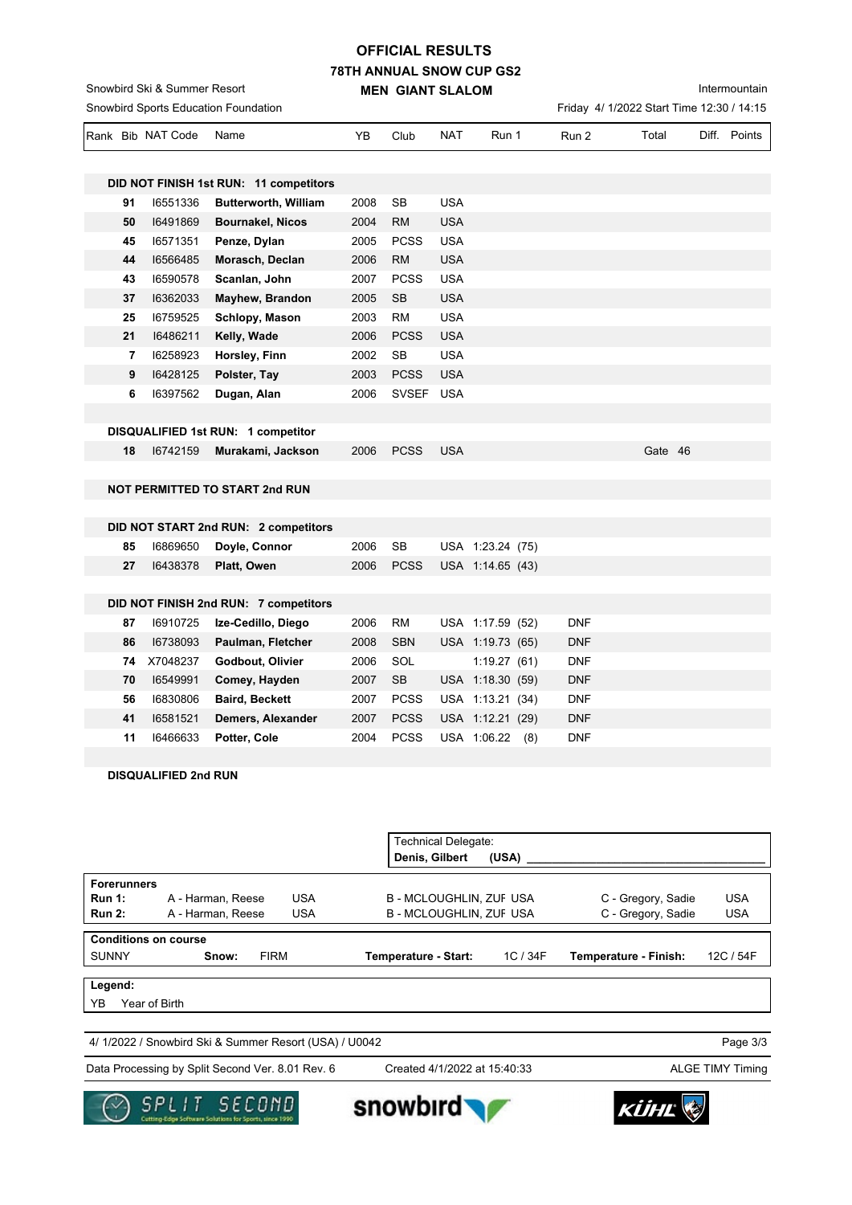# OFFICIAL RESULTS

## 78TH ANNUAL SNOW CUP GS2

### MEN GIANT SLALOM

Snowbird Ski & Summer Resort

Snowbird Sports Education Foundation

Intermountain

Friday 4/ 1/2022 Start Time 12:30 / 14:15

| Rank | Bib | NAT Code | Name | YB | Club | NAT | Run 1 | Run 2 | Total | Diff. | Points |
|---|---|---|---|---|---|---|---|---|---|---|---|
| | **DID NOT FINISH 1st RUN: 11 competitors** | | | | | | | | | | |
| | **91** | I6551336 | **Butterworth, William** | 2008 | SB | USA | | | | | |
| | **50** | I6491869 | **Bournakel, Nicos** | 2004 | RM | USA | | | | | |
| | **45** | I6571351 | **Penze, Dylan** | 2005 | PCSS | USA | | | | | |
| | **44** | I6566485 | **Morasch, Declan** | 2006 | RM | USA | | | | | |
| | **43** | I6590578 | **Scanlan, John** | 2007 | PCSS | USA | | | | | |
| | **37** | I6362033 | **Mayhew, Brandon** | 2005 | SB | USA | | | | | |
| | **25** | I6759525 | **Schlopy, Mason** | 2003 | RM | USA | | | | | |
| | **21** | I6486211 | **Kelly, Wade** | 2006 | PCSS | USA | | | | | |
| | **7** | I6258923 | **Horsley, Finn** | 2002 | SB | USA | | | | | |
| | **9** | I6428125 | **Polster, Tay** | 2003 | PCSS | USA | | | | | |
| | **6** | I6397562 | **Dugan, Alan** | 2006 | SVSEF | USA | | | | | |
| | **DISQUALIFIED 1st RUN: 1 competitor** | | | | | | | | | | |
| | **18** | I6742159 | **Murakami, Jackson** | 2006 | PCSS | USA | | | Gate 46 | | |
| | **NOT PERMITTED TO START 2nd RUN** | | | | | | | | | | |
| | **DID NOT START 2nd RUN: 2 competitors** | | | | | | | | | | |
| | **85** | I6869650 | **Doyle, Connor** | 2006 | SB | USA | 1:23.24 (75) | | | | |
| | **27** | I6438378 | **Platt, Owen** | 2006 | PCSS | USA | 1:14.65 (43) | | | | |
| | **DID NOT FINISH 2nd RUN: 7 competitors** | | | | | | | | | | |
| | **87** | I6910725 | **Ize-Cedillo, Diego** | 2006 | RM | USA | 1:17.59 (52) | DNF | | | |
| | **86** | I6738093 | **Paulman, Fletcher** | 2008 | SBN | USA | 1:19.73 (65) | DNF | | | |
| | **74** | X7048237 | **Godbout, Olivier** | 2006 | SOL | | 1:19.27 (61) | DNF | | | |
| | **70** | I6549991 | **Comey, Hayden** | 2007 | SB | USA | 1:18.30 (59) | DNF | | | |
| | **56** | I6830806 | **Baird, Beckett** | 2007 | PCSS | USA | 1:13.21 (34) | DNF | | | |
| | **41** | I6581521 | **Demers, Alexander** | 2007 | PCSS | USA | 1:12.21 (29) | DNF | | | |
| | **11** | I6466633 | **Potter, Cole** | 2004 | PCSS | USA | 1:06.22 (8) | DNF | | | |
| | **DISQUALIFIED 2nd RUN** | | | | | | | | | | |

Technical Delegate: **Denis, Gilbert (USA)**

**Forerunners**

| | | | | | | |
|---|---|---|---|---|---|---|
| **Run 1:** | A - Harman, Reese | USA | B - MCLOUGHLIN, ZUF | USA | C - Gregory, Sadie | USA |
| **Run 2:** | A - Harman, Reese | USA | B - MCLOUGHLIN, ZUF | USA | C - Gregory, Sadie | USA |

**Conditions on course**

| | | | | |
|---|---|---|---|---|
| SUNNY | **Snow:** FIRM | **Temperature - Start:** 1C / 34F | **Temperature - Finish:** | 12C / 54F |

**Legend:**

YB Year of Birth

4/ 1/2022 / Snowbird Ski & Summer Resort (USA) / U0042

Data Processing by Split Second Ver. 8.01 Rev. 6 Created 4/1/2022 at 15:40:33 ALGE TIMY Timing